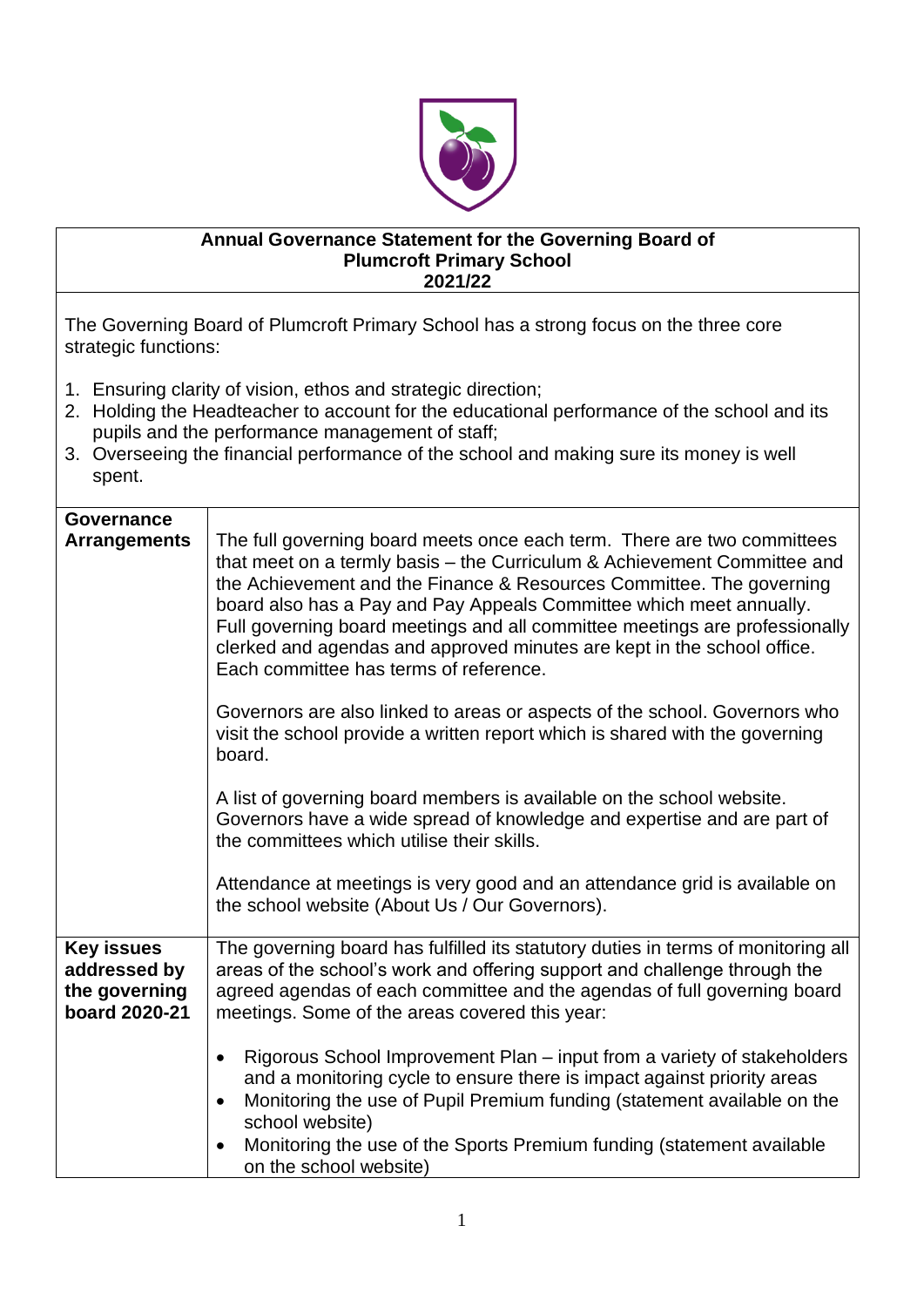# Annual Governance Statement for the Governing Board of Plumcroft Primary School 2021/22

The Governing Board of Plumcroft Primary School has a strong focus on the three core strategic functions:

1. Ensuring clarity of vision, ethos and strategic direction;
2. Holding the Headteacher to account for the educational performance of the school and its pupils and the performance management of staff;
3. Overseeing the financial performance of the school and making sure its money is well spent.

| | |
|---|---|
| **Governance Arrangements** | The full governing board meets once each term. There are two committees that meet on a termly basis – the Curriculum & Achievement Committee and the Achievement and the Finance & Resources Committee. The governing board also has a Pay and Pay Appeals Committee which meet annually. Full governing board meetings and all committee meetings are professionally clerked and agendas and approved minutes are kept in the school office. Each committee has terms of reference.<br><br>Governors are also linked to areas or aspects of the school. Governors who visit the school provide a written report which is shared with the governing board.<br><br>A list of governing board members is available on the school website. Governors have a wide spread of knowledge and expertise and are part of the committees which utilise their skills.<br><br>Attendance at meetings is very good and an attendance grid is available on the school website (About Us / Our Governors). |
| **Key issues addressed by the governing board 2020-21** | The governing board has fulfilled its statutory duties in terms of monitoring all areas of the school's work and offering support and challenge through the agreed agendas of each committee and the agendas of full governing board meetings. Some of the areas covered this year:<br><br>• Rigorous School Improvement Plan – input from a variety of stakeholders and a monitoring cycle to ensure there is impact against priority areas<br>• Monitoring the use of Pupil Premium funding (statement available on the school website)<br>• Monitoring the use of the Sports Premium funding (statement available on the school website) |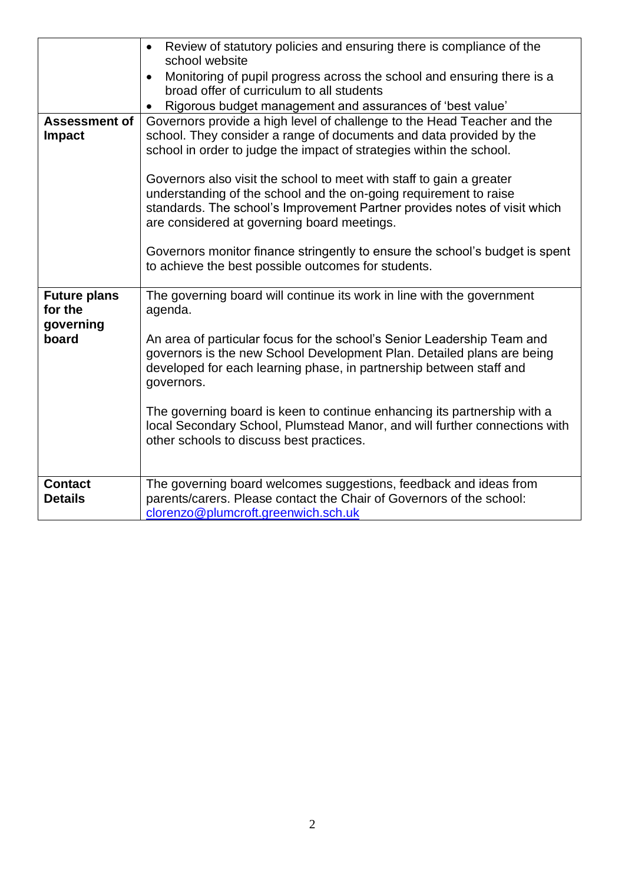| | |
|---|---|
| | • Review of statutory policies and ensuring there is compliance of the school website<br>• Monitoring of pupil progress across the school and ensuring there is a broad offer of curriculum to all students<br>• Rigorous budget management and assurances of 'best value' |
| **Assessment of Impact** | Governors provide a high level of challenge to the Head Teacher and the school. They consider a range of documents and data provided by the school in order to judge the impact of strategies within the school.<br><br>Governors also visit the school to meet with staff to gain a greater understanding of the school and the on-going requirement to raise standards. The school's Improvement Partner provides notes of visit which are considered at governing board meetings.<br><br>Governors monitor finance stringently to ensure the school's budget is spent to achieve the best possible outcomes for students. |
| **Future plans for the governing board** | The governing board will continue its work in line with the government agenda.<br><br>An area of particular focus for the school's Senior Leadership Team and governors is the new School Development Plan. Detailed plans are being developed for each learning phase, in partnership between staff and governors.<br><br>The governing board is keen to continue enhancing its partnership with a local Secondary School, Plumstead Manor, and will further connections with other schools to discuss best practices. |
| **Contact Details** | The governing board welcomes suggestions, feedback and ideas from parents/carers. Please contact the Chair of Governors of the school: clorenzo@plumcroft.greenwich.sch.uk |